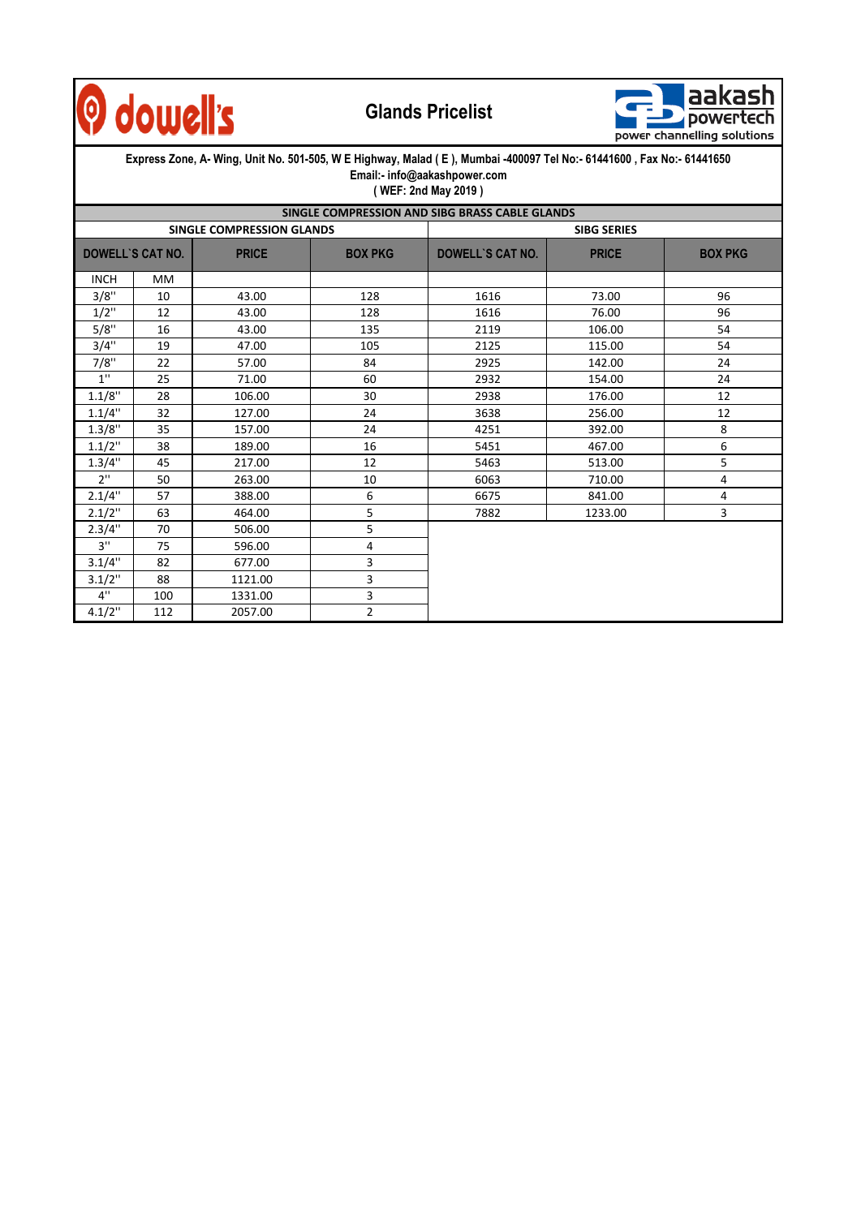dowell's

# Glands Pricelist

aakash powertech
power channelling solutions

**Express Zone, A- Wing, Unit No. 501-505, W E Highway, Malad ( E ), Mumbai -400097 Tel No:- 61441600 , Fax No:- 61441650**
**Email:- info@aakashpower.com**
**( WEF: 2nd May 2019 )**

| SINGLE COMPRESSION AND SIBG BRASS CABLE GLANDS | | | | | | |
|---|---|---|---|---|---|---|
| SINGLE COMPRESSION GLANDS | | | | SIBG SERIES | | |
| DOWELL`S CAT NO. | | PRICE | BOX PKG | DOWELL`S CAT NO. | PRICE | BOX PKG |
| INCH | MM | | | | | |
| 3/8" | 10 | 43.00 | 128 | 1616 | 73.00 | 96 |
| 1/2" | 12 | 43.00 | 128 | 1616 | 76.00 | 96 |
| 5/8" | 16 | 43.00 | 135 | 2119 | 106.00 | 54 |
| 3/4" | 19 | 47.00 | 105 | 2125 | 115.00 | 54 |
| 7/8" | 22 | 57.00 | 84 | 2925 | 142.00 | 24 |
| 1" | 25 | 71.00 | 60 | 2932 | 154.00 | 24 |
| 1.1/8" | 28 | 106.00 | 30 | 2938 | 176.00 | 12 |
| 1.1/4" | 32 | 127.00 | 24 | 3638 | 256.00 | 12 |
| 1.3/8" | 35 | 157.00 | 24 | 4251 | 392.00 | 8 |
| 1.1/2" | 38 | 189.00 | 16 | 5451 | 467.00 | 6 |
| 1.3/4" | 45 | 217.00 | 12 | 5463 | 513.00 | 5 |
| 2" | 50 | 263.00 | 10 | 6063 | 710.00 | 4 |
| 2.1/4" | 57 | 388.00 | 6 | 6675 | 841.00 | 4 |
| 2.1/2" | 63 | 464.00 | 5 | 7882 | 1233.00 | 3 |
| 2.3/4" | 70 | 506.00 | 5 | | | |
| 3" | 75 | 596.00 | 4 | | | |
| 3.1/4" | 82 | 677.00 | 3 | | | |
| 3.1/2" | 88 | 1121.00 | 3 | | | |
| 4" | 100 | 1331.00 | 3 | | | |
| 4.1/2" | 112 | 2057.00 | 2 | | | |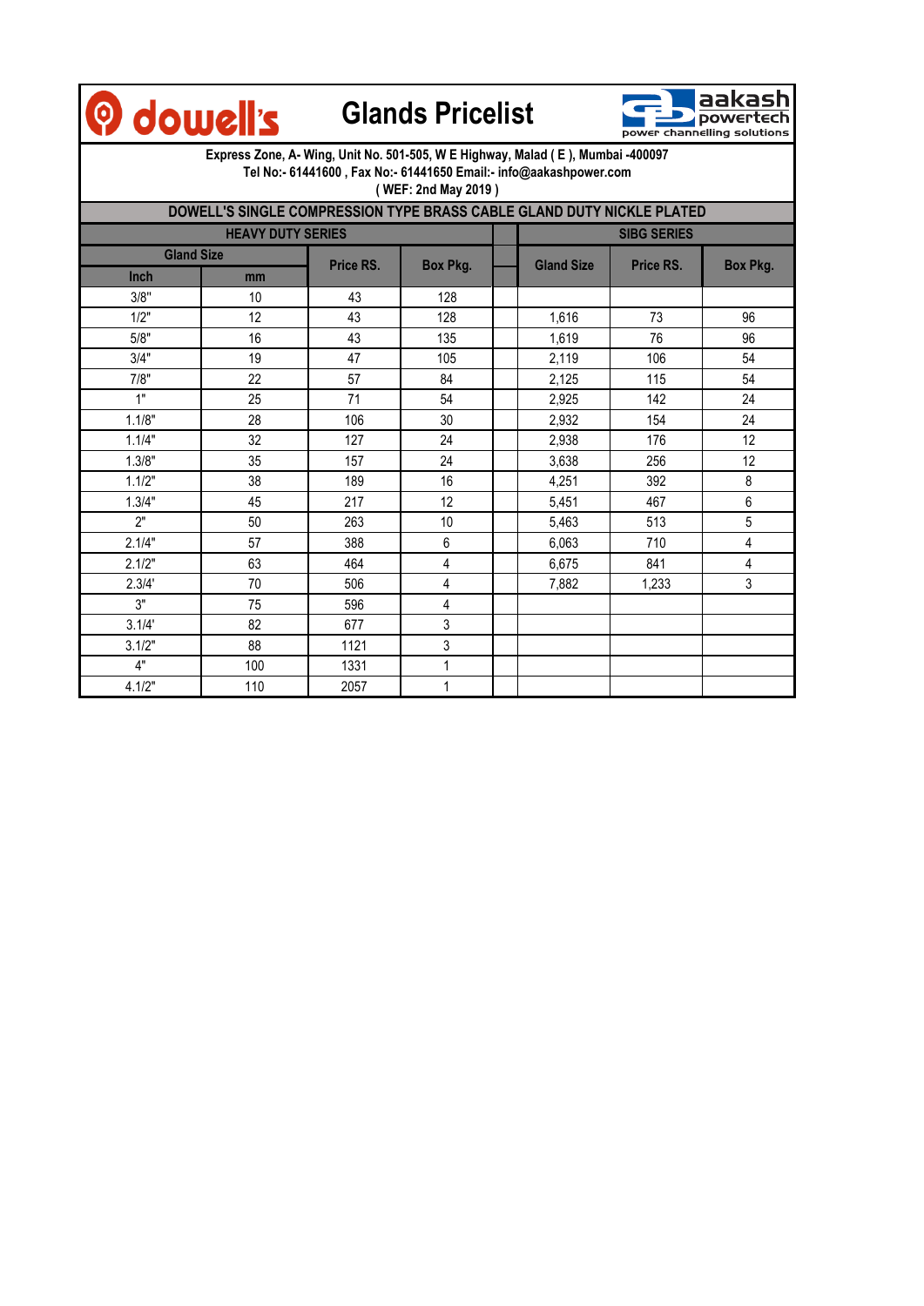# dowell's Glands Pricelist

aakash powertech
power channelling solutions

**Express Zone, A- Wing, Unit No. 501-505, W E Highway, Malad ( E ), Mumbai -400097**
**Tel No:- 61441600 , Fax No:- 61441650 Email:- info@aakashpower.com**
**( WEF: 2nd May 2019 )**

## DOWELL'S SINGLE COMPRESSION TYPE BRASS CABLE GLAND DUTY NICKLE PLATED

| HEAVY DUTY SERIES | | | | | SIBG SERIES | | |
|---|---|---|---|---|---|---|---|
| Gland Size | | Price RS. | Box Pkg. | | Gland Size | Price RS. | Box Pkg. |
| Inch | mm | | | | | | |
| 3/8" | 10 | 43 | 128 | | | | |
| 1/2" | 12 | 43 | 128 | | 1,616 | 73 | 96 |
| 5/8" | 16 | 43 | 135 | | 1,619 | 76 | 96 |
| 3/4" | 19 | 47 | 105 | | 2,119 | 106 | 54 |
| 7/8" | 22 | 57 | 84 | | 2,125 | 115 | 54 |
| 1" | 25 | 71 | 54 | | 2,925 | 142 | 24 |
| 1.1/8" | 28 | 106 | 30 | | 2,932 | 154 | 24 |
| 1.1/4" | 32 | 127 | 24 | | 2,938 | 176 | 12 |
| 1.3/8" | 35 | 157 | 24 | | 3,638 | 256 | 12 |
| 1.1/2" | 38 | 189 | 16 | | 4,251 | 392 | 8 |
| 1.3/4" | 45 | 217 | 12 | | 5,451 | 467 | 6 |
| 2" | 50 | 263 | 10 | | 5,463 | 513 | 5 |
| 2.1/4" | 57 | 388 | 6 | | 6,063 | 710 | 4 |
| 2.1/2" | 63 | 464 | 4 | | 6,675 | 841 | 4 |
| 2.3/4' | 70 | 506 | 4 | | 7,882 | 1,233 | 3 |
| 3" | 75 | 596 | 4 | | | | |
| 3.1/4' | 82 | 677 | 3 | | | | |
| 3.1/2" | 88 | 1121 | 3 | | | | |
| 4" | 100 | 1331 | 1 | | | | |
| 4.1/2" | 110 | 2057 | 1 | | | | |